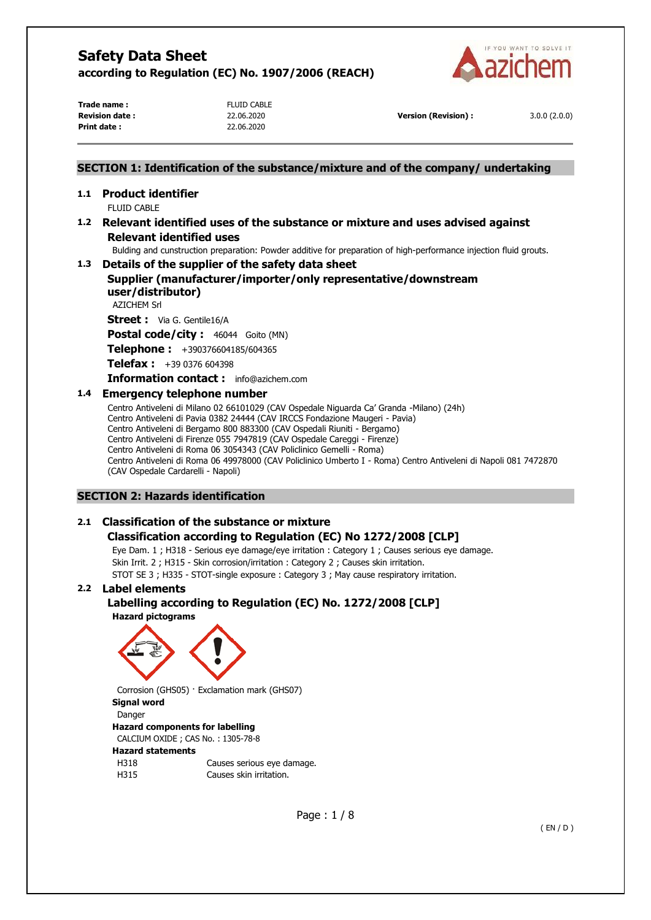# Safety Data Sheet

**according to Regulation (EC) No. 1907/2006 (REACH)**

| | | | |
|---|---|---|---|
| **Trade name :** | FLUID CABLE | | |
| **Revision date :** | 22.06.2020 | **Version (Revision) :** | 3.0.0 (2.0.0) |
| **Print date :** | 22.06.2020 | | |

## SECTION 1: Identification of the substance/mixture and of the company/ undertaking

### 1.1 Product identifier

FLUID CABLE

### 1.2 Relevant identified uses of the substance or mixture and uses advised against

**Relevant identified uses**

Bulding and cunstruction preparation: Powder additive for preparation of high-performance injection fluid grouts.

### 1.3 Details of the supplier of the safety data sheet

**Supplier (manufacturer/importer/only representative/downstream user/distributor)**

AZICHEM Srl

**Street :** Via G. Gentile16/A

**Postal code/city :** 46044 Goito (MN)

**Telephone :** +390376604185/604365

**Telefax :** +39 0376 604398

**Information contact :** info@azichem.com

### 1.4 Emergency telephone number

Centro Antiveleni di Milano 02 66101029 (CAV Ospedale Niguarda Ca' Granda -Milano) (24h)
Centro Antiveleni di Pavia 0382 24444 (CAV IRCCS Fondazione Maugeri - Pavia)
Centro Antiveleni di Bergamo 800 883300 (CAV Ospedali Riuniti - Bergamo)
Centro Antiveleni di Firenze 055 7947819 (CAV Ospedale Careggi - Firenze)
Centro Antiveleni di Roma 06 3054343 (CAV Policlinico Gemelli - Roma)
Centro Antiveleni di Roma 06 49978000 (CAV Policlinico Umberto I - Roma) Centro Antiveleni di Napoli 081 7472870 (CAV Ospedale Cardarelli - Napoli)

## SECTION 2: Hazards identification

### 2.1 Classification of the substance or mixture

**Classification according to Regulation (EC) No 1272/2008 [CLP]**

Eye Dam. 1 ; H318 - Serious eye damage/eye irritation : Category 1 ; Causes serious eye damage.
Skin Irrit. 2 ; H315 - Skin corrosion/irritation : Category 2 ; Causes skin irritation.
STOT SE 3 ; H335 - STOT-single exposure : Category 3 ; May cause respiratory irritation.

### 2.2 Label elements

**Labelling according to Regulation (EC) No. 1272/2008 [CLP]**

**Hazard pictograms**

Corrosion (GHS05) · Exclamation mark (GHS07)

**Signal word**

Danger

**Hazard components for labelling**

CALCIUM OXIDE ; CAS No. : 1305-78-8

**Hazard statements**

| | |
|---|---|
| H318 | Causes serious eye damage. |
| H315 | Causes skin irritation. |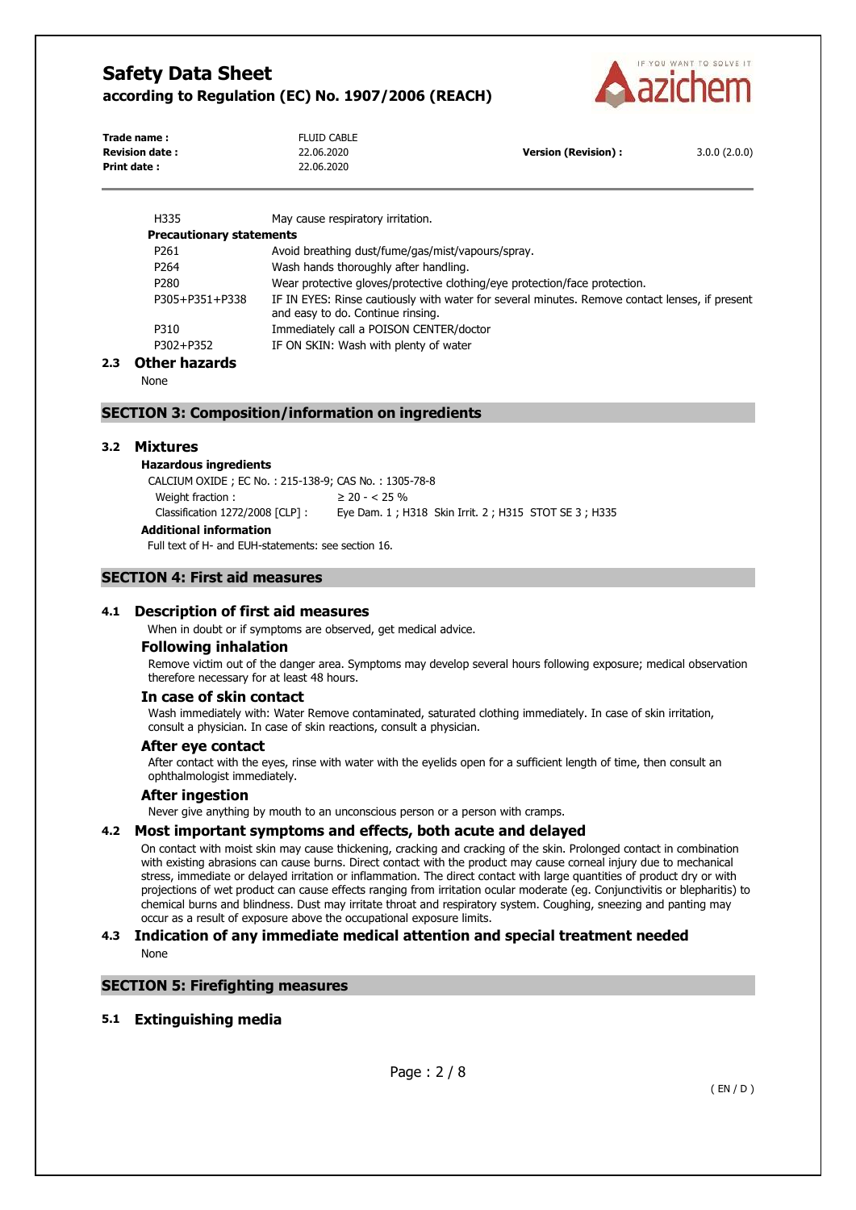| | |
|---|---|
| H335 | May cause respiratory irritation. |
| **Precautionary statements** | |
| P261 | Avoid breathing dust/fume/gas/mist/vapours/spray. |
| P264 | Wash hands thoroughly after handling. |
| P280 | Wear protective gloves/protective clothing/eye protection/face protection. |
| P305+P351+P338 | IF IN EYES: Rinse cautiously with water for several minutes. Remove contact lenses, if present and easy to do. Continue rinsing. |
| P310 | Immediately call a POISON CENTER/doctor |
| P302+P352 | IF ON SKIN: Wash with plenty of water |

### 2.3 Other hazards

None

## SECTION 3: Composition/information on ingredients

### 3.2 Mixtures

**Hazardous ingredients**

CALCIUM OXIDE ; EC No. : 215-138-9; CAS No. : 1305-78-8

| | |
|---|---|
| Weight fraction : | ≥ 20 - < 25 % |
| Classification 1272/2008 [CLP] : | Eye Dam. 1 ; H318 Skin Irrit. 2 ; H315 STOT SE 3 ; H335 |

**Additional information**

Full text of H- and EUH-statements: see section 16.

## SECTION 4: First aid measures

### 4.1 Description of first aid measures

When in doubt or if symptoms are observed, get medical advice.

**Following inhalation**

Remove victim out of the danger area. Symptoms may develop several hours following exposure; medical observation therefore necessary for at least 48 hours.

**In case of skin contact**

Wash immediately with: Water Remove contaminated, saturated clothing immediately. In case of skin irritation, consult a physician. In case of skin reactions, consult a physician.

**After eye contact**

After contact with the eyes, rinse with water with the eyelids open for a sufficient length of time, then consult an ophthalmologist immediately.

**After ingestion**

Never give anything by mouth to an unconscious person or a person with cramps.

### 4.2 Most important symptoms and effects, both acute and delayed

On contact with moist skin may cause thickening, cracking and cracking of the skin. Prolonged contact in combination with existing abrasions can cause burns. Direct contact with the product may cause corneal injury due to mechanical stress, immediate or delayed irritation or inflammation. The direct contact with large quantities of product dry or with projections of wet product can cause effects ranging from irritation ocular moderate (eg. Conjunctivitis or blepharitis) to chemical burns and blindness. Dust may irritate throat and respiratory system. Coughing, sneezing and panting may occur as a result of exposure above the occupational exposure limits.

### 4.3 Indication of any immediate medical attention and special treatment needed

None

## SECTION 5: Firefighting measures

### 5.1 Extinguishing media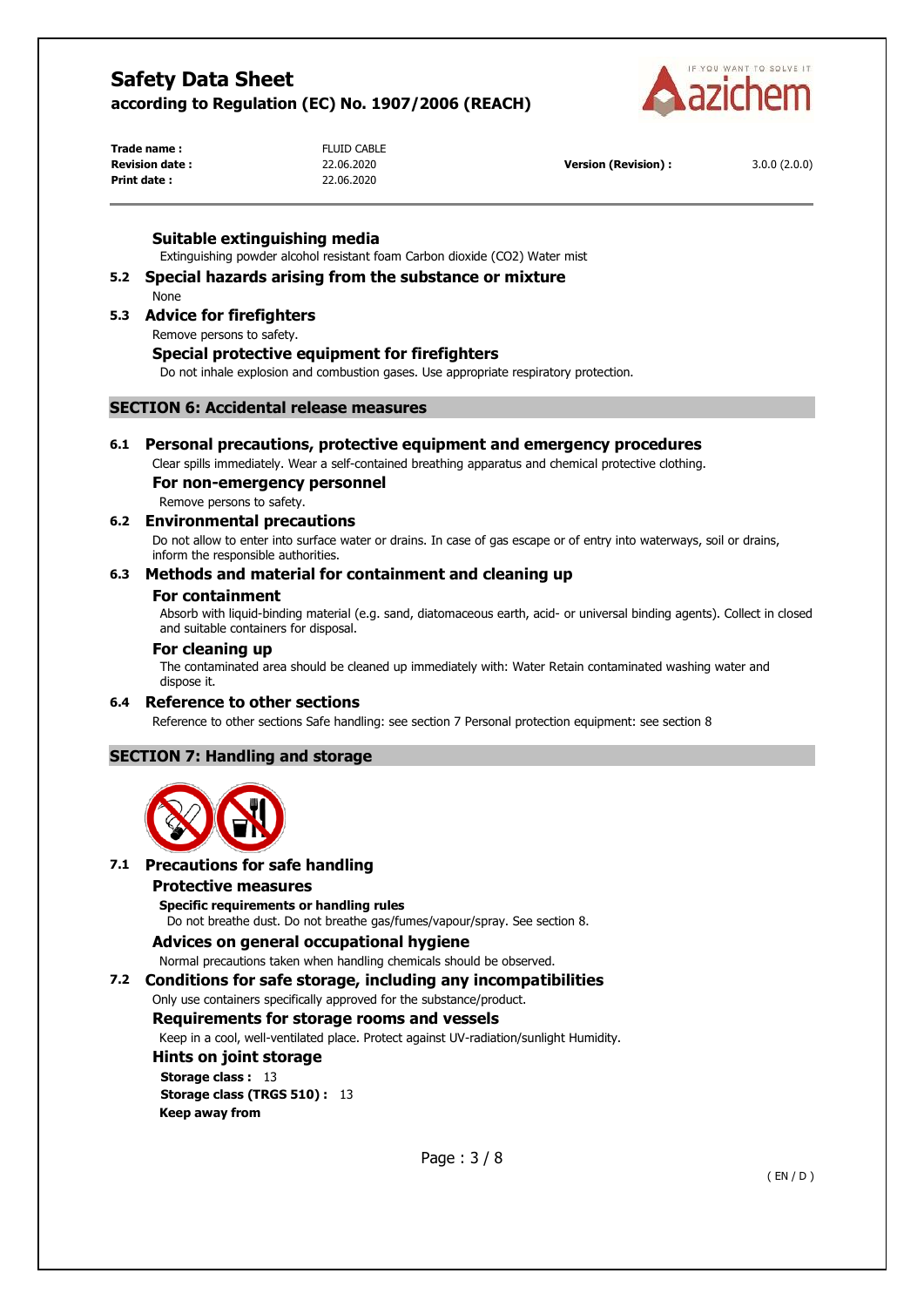#### Suitable extinguishing media

Extinguishing powder alcohol resistant foam Carbon dioxide ($CO_2$) Water mist

### 5.2 Special hazards arising from the substance or mixture

None

### 5.3 Advice for firefighters

Remove persons to safety.

#### Special protective equipment for firefighters

Do not inhale explosion and combustion gases. Use appropriate respiratory protection.

## SECTION 6: Accidental release measures

### 6.1 Personal precautions, protective equipment and emergency procedures

Clear spills immediately. Wear a self-contained breathing apparatus and chemical protective clothing.

#### For non-emergency personnel

Remove persons to safety.

### 6.2 Environmental precautions

Do not allow to enter into surface water or drains. In case of gas escape or of entry into waterways, soil or drains, inform the responsible authorities.

### 6.3 Methods and material for containment and cleaning up

#### For containment

Absorb with liquid-binding material (e.g. sand, diatomaceous earth, acid- or universal binding agents). Collect in closed and suitable containers for disposal.

#### For cleaning up

The contaminated area should be cleaned up immediately with: Water Retain contaminated washing water and dispose it.

### 6.4 Reference to other sections

Reference to other sections Safe handling: see section 7 Personal protection equipment: see section 8

## SECTION 7: Handling and storage

### 7.1 Precautions for safe handling

#### Protective measures

**Specific requirements or handling rules**

Do not breathe dust. Do not breathe gas/fumes/vapour/spray. See section 8.

#### Advices on general occupational hygiene

Normal precautions taken when handling chemicals should be observed.

### 7.2 Conditions for safe storage, including any incompatibilities

Only use containers specifically approved for the substance/product.

#### Requirements for storage rooms and vessels

Keep in a cool, well-ventilated place. Protect against UV-radiation/sunlight Humidity.

#### Hints on joint storage

**Storage class :** 13

**Storage class (TRGS 510) :** 13

**Keep away from**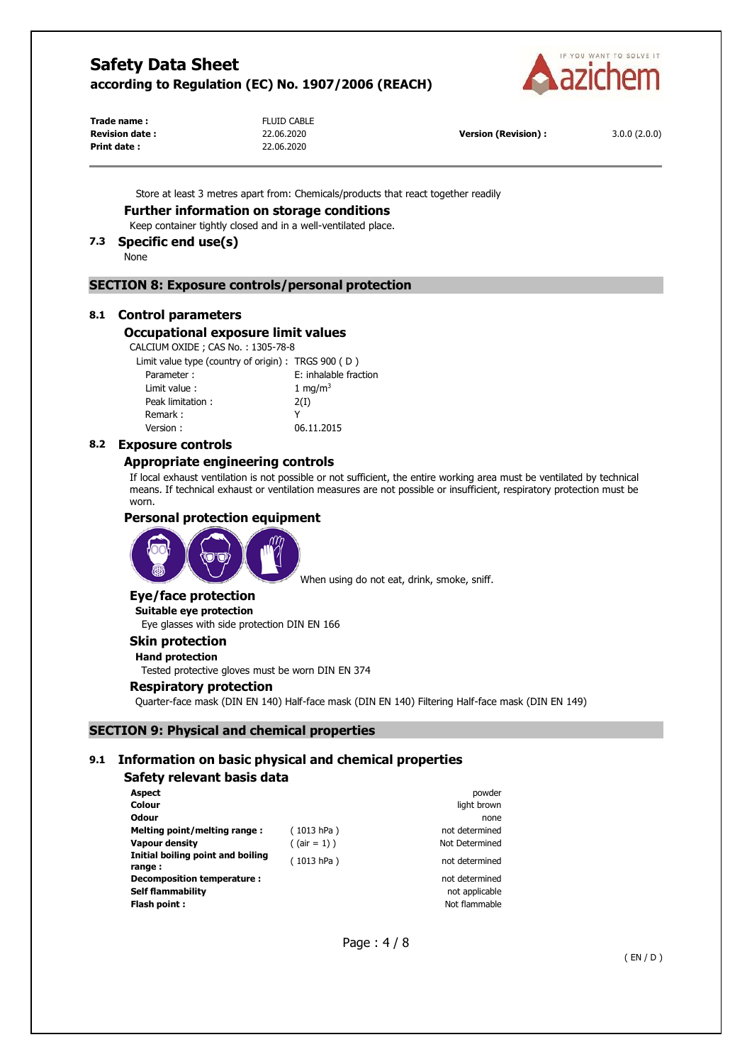Store at least 3 metres apart from: Chemicals/products that react together readily

### Further information on storage conditions

Keep container tightly closed and in a well-ventilated place.

### 7.3 Specific end use(s)

None

## SECTION 8: Exposure controls/personal protection

### 8.1 Control parameters

#### Occupational exposure limit values

CALCIUM OXIDE ; CAS No. : 1305-78-8

| | |
|---|---|
| Limit value type (country of origin) : | TRGS 900 ( D ) |
| Parameter : | E: inhalable fraction |
| Limit value : | 1 mg/m$^3$ |
| Peak limitation : | 2(I) |
| Remark : | Y |
| Version : | 06.11.2015 |

### 8.2 Exposure controls

#### Appropriate engineering controls

If local exhaust ventilation is not possible or not sufficient, the entire working area must be ventilated by technical means. If technical exhaust or ventilation measures are not possible or insufficient, respiratory protection must be worn.

#### Personal protection equipment

When using do not eat, drink, smoke, sniff.

#### Eye/face protection

**Suitable eye protection**

Eye glasses with side protection DIN EN 166

#### Skin protection

**Hand protection**

Tested protective gloves must be worn DIN EN 374

#### Respiratory protection

Quarter-face mask (DIN EN 140) Half-face mask (DIN EN 140) Filtering Half-face mask (DIN EN 149)

## SECTION 9: Physical and chemical properties

### 9.1 Information on basic physical and chemical properties

#### Safety relevant basis data

| | | |
|---|---|---|
| **Aspect** | | powder |
| **Colour** | | light brown |
| **Odour** | | none |
| **Melting point/melting range :** | ( 1013 hPa ) | not determined |
| **Vapour density** | ( (air = 1) ) | Not Determined |
| **Initial boiling point and boiling range :** | ( 1013 hPa ) | not determined |
| **Decomposition temperature :** | | not determined |
| **Self flammability** | | not applicable |
| **Flash point :** | | Not flammable |

( EN / D )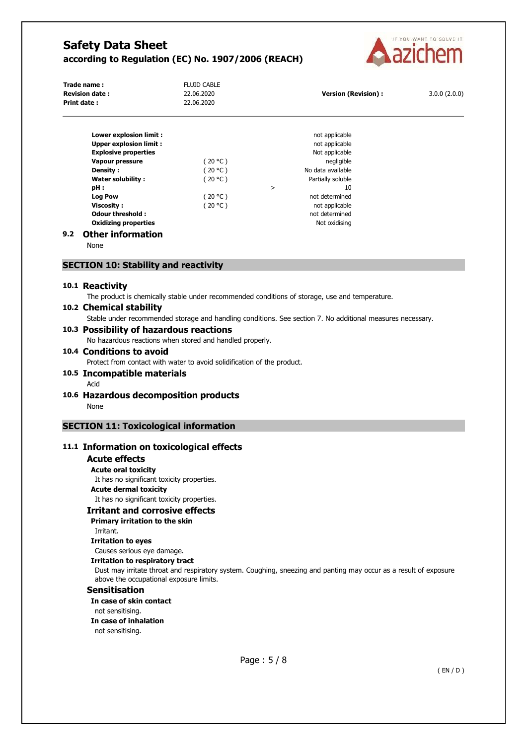| | | | |
|---|---|---|---|
| **Lower explosion limit :** | | | not applicable |
| **Upper explosion limit :** | | | not applicable |
| **Explosive properties** | | | Not applicable |
| **Vapour pressure** | ( 20 °C ) | | negligible |
| **Density :** | ( 20 °C ) | | No data available |
| **Water solubility :** | ( 20 °C ) | | Partially soluble |
| **pH :** | | > | 10 |
| **Log Pow** | ( 20 °C ) | | not determined |
| **Viscosity :** | ( 20 °C ) | | not applicable |
| **Odour threshold :** | | | not determined |
| **Oxidizing properties** | | | Not oxidising |

### 9.2 Other information

None

## SECTION 10: Stability and reactivity

### 10.1 Reactivity

The product is chemically stable under recommended conditions of storage, use and temperature.

### 10.2 Chemical stability

Stable under recommended storage and handling conditions. See section 7. No additional measures necessary.

### 10.3 Possibility of hazardous reactions

No hazardous reactions when stored and handled properly.

### 10.4 Conditions to avoid

Protect from contact with water to avoid solidification of the product.

### 10.5 Incompatible materials

Acid

### 10.6 Hazardous decomposition products

None

## SECTION 11: Toxicological information

### 11.1 Information on toxicological effects

#### Acute effects

**Acute oral toxicity**

It has no significant toxicity properties.

**Acute dermal toxicity**

It has no significant toxicity properties.

#### Irritant and corrosive effects

**Primary irritation to the skin**

Irritant.

**Irritation to eyes**

Causes serious eye damage.

**Irritation to respiratory tract**

Dust may irritate throat and respiratory system. Coughing, sneezing and panting may occur as a result of exposure above the occupational exposure limits.

#### Sensitisation

**In case of skin contact**

not sensitising.

**In case of inhalation**

not sensitising.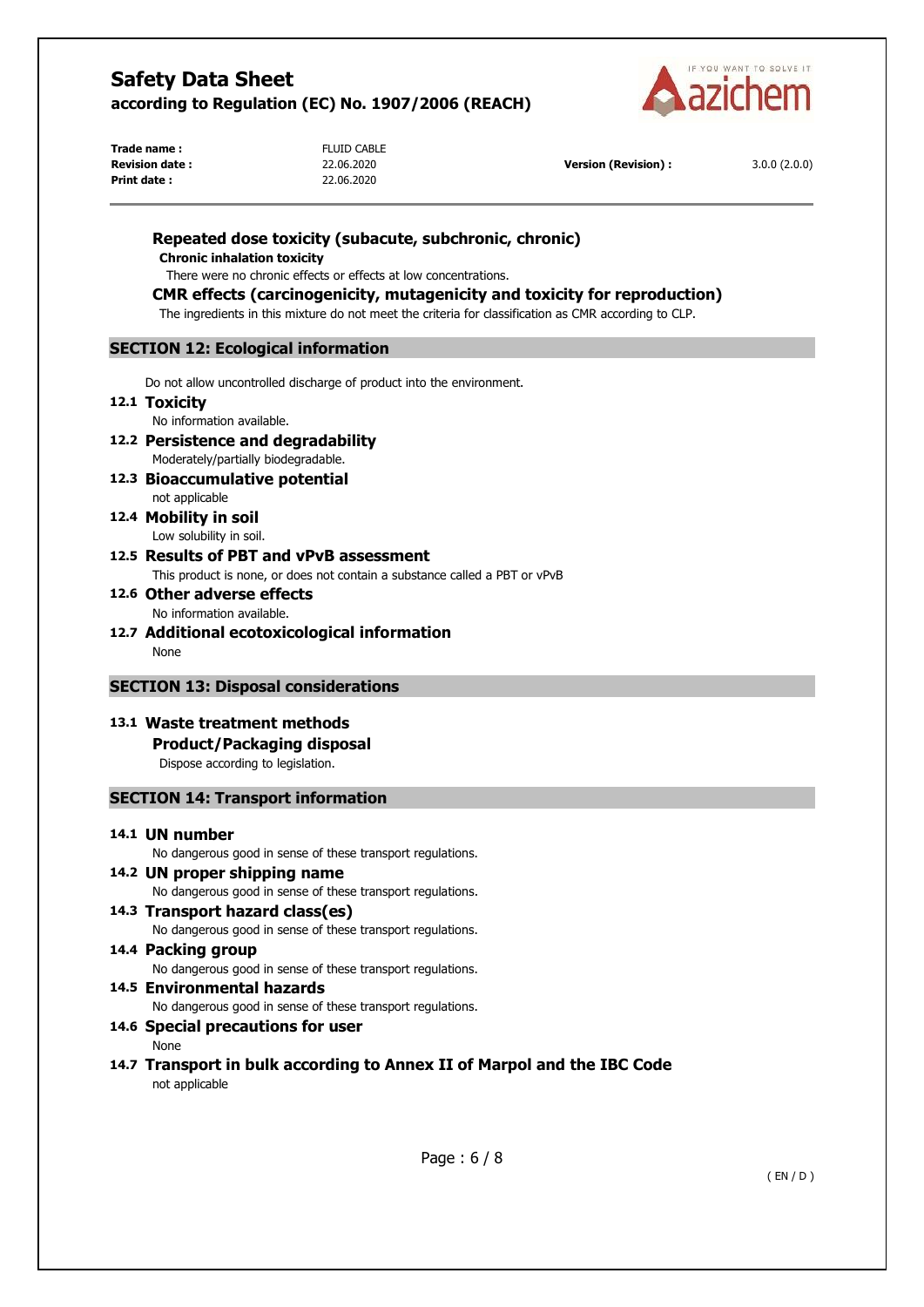### Repeated dose toxicity (subacute, subchronic, chronic)

**Chronic inhalation toxicity**

There were no chronic effects or effects at low concentrations.

### CMR effects (carcinogenicity, mutagenicity and toxicity for reproduction)

The ingredients in this mixture do not meet the criteria for classification as CMR according to CLP.

## SECTION 12: Ecological information

Do not allow uncontrolled discharge of product into the environment.

### 12.1 Toxicity

No information available.

### 12.2 Persistence and degradability

Moderately/partially biodegradable.

### 12.3 Bioaccumulative potential

not applicable

### 12.4 Mobility in soil

Low solubility in soil.

### 12.5 Results of PBT and vPvB assessment

This product is none, or does not contain a substance called a PBT or vPvB

### 12.6 Other adverse effects

No information available.

### 12.7 Additional ecotoxicological information

None

## SECTION 13: Disposal considerations

### 13.1 Waste treatment methods

**Product/Packaging disposal**

Dispose according to legislation.

## SECTION 14: Transport information

### 14.1 UN number

No dangerous good in sense of these transport regulations.

### 14.2 UN proper shipping name

No dangerous good in sense of these transport regulations.

### 14.3 Transport hazard class(es)

No dangerous good in sense of these transport regulations.

### 14.4 Packing group

No dangerous good in sense of these transport regulations.

### 14.5 Environmental hazards

No dangerous good in sense of these transport regulations.

### 14.6 Special precautions for user

None

### 14.7 Transport in bulk according to Annex II of Marpol and the IBC Code

not applicable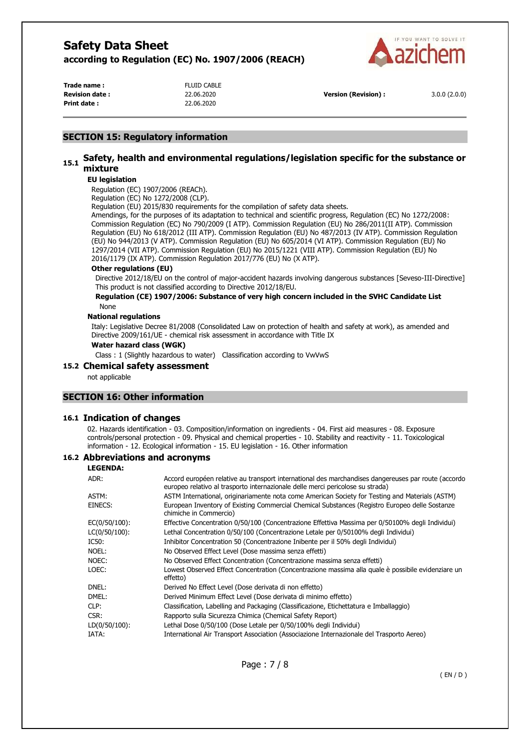## SECTION 15: Regulatory information

### 15.1 Safety, health and environmental regulations/legislation specific for the substance or mixture

**EU legislation**

Regulation (EC) 1907/2006 (REACh).
Regulation (EC) No 1272/2008 (CLP).
Regulation (EU) 2015/830 requirements for the compilation of safety data sheets.
Amendings, for the purposes of its adaptation to technical and scientific progress, Regulation (EC) No 1272/2008: Commission Regulation (EC) No 790/2009 (I ATP). Commission Regulation (EU) No 286/2011(II ATP). Commission Regulation (EU) No 618/2012 (III ATP). Commission Regulation (EU) No 487/2013 (IV ATP). Commission Regulation (EU) No 944/2013 (V ATP). Commission Regulation (EU) No 605/2014 (VI ATP). Commission Regulation (EU) No 1297/2014 (VII ATP). Commission Regulation (EU) No 2015/1221 (VIII ATP). Commission Regulation (EU) No 2016/1179 (IX ATP). Commission Regulation 2017/776 (EU) No (X ATP).

**Other regulations (EU)**

Directive 2012/18/EU on the control of major-accident hazards involving dangerous substances [Seveso-III-Directive]
This product is not classified according to Directive 2012/18/EU.

**Regulation (CE) 1907/2006: Substance of very high concern included in the SVHC Candidate List**

None

**National regulations**

Italy: Legislative Decree 81/2008 (Consolidated Law on protection of health and safety at work), as amended and Directive 2009/161/UE - chemical risk assessment in accordance with Title IX

**Water hazard class (WGK)**

Class : 1 (Slightly hazardous to water) Classification according to VwVwS

### 15.2 Chemical safety assessment

not applicable

## SECTION 16: Other information

### 16.1 Indication of changes

02. Hazards identification - 03. Composition/information on ingredients - 04. First aid measures - 08. Exposure controls/personal protection - 09. Physical and chemical properties - 10. Stability and reactivity - 11. Toxicological information - 12. Ecological information - 15. EU legislation - 16. Other information

### 16.2 Abbreviations and acronyms

**LEGENDA:**

| | |
|---|---|
| ADR: | Accord européen relative au transport international des marchandises dangereuses par route (accordo europeo relativo al trasporto internazionale delle merci pericolose su strada) |
| ASTM: | ASTM International, originariamente nota come American Society for Testing and Materials (ASTM) |
| EINECS: | European Inventory of Existing Commercial Chemical Substances (Registro Europeo delle Sostanze chimiche in Commercio) |
| EC(0/50/100): | Effective Concentration 0/50/100 (Concentrazione Effettiva Massima per 0/50100% degli Individui) |
| LC(0/50/100): | Lethal Concentration 0/50/100 (Concentrazione Letale per 0/50100% degli Individui) |
| IC50: | Inhibitor Concentration 50 (Concentrazione Inibente per il 50% degli Individui) |
| NOEL: | No Observed Effect Level (Dose massima senza effetti) |
| NOEC: | No Observed Effect Concentration (Concentrazione massima senza effetti) |
| LOEC: | Lowest Observed Effect Concentration (Concentrazione massima alla quale è possibile evidenziare un effetto) |
| DNEL: | Derived No Effect Level (Dose derivata di non effetto) |
| DMEL: | Derived Minimum Effect Level (Dose derivata di minimo effetto) |
| CLP: | Classification, Labelling and Packaging (Classificazione, Etichettatura e Imballaggio) |
| CSR: | Rapporto sulla Sicurezza Chimica (Chemical Safety Report) |
| LD(0/50/100): | Lethal Dose 0/50/100 (Dose Letale per 0/50/100% degli Individui) |
| IATA: | International Air Transport Association (Associazione Internazionale del Trasporto Aereo) |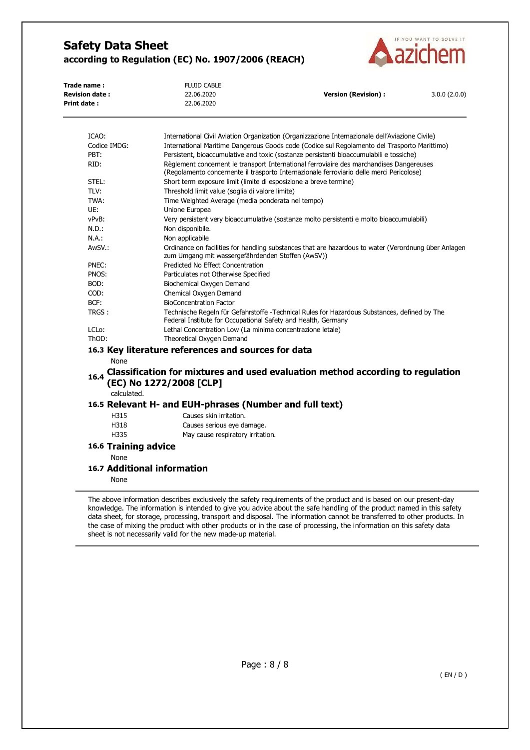| | |
|---|---|
| ICAO: | International Civil Aviation Organization (Organizzazione Internazionale dell'Aviazione Civile) |
| Codice IMDG: | International Maritime Dangerous Goods code (Codice sul Regolamento del Trasporto Marittimo) |
| PBT: | Persistent, bioaccumulative and toxic (sostanze persistenti bioaccumulabili e tossiche) |
| RID: | Règlement concernent le transport International ferroviaire des marchandises Dangereuses (Regolamento concernente il trasporto Internazionale ferroviario delle merci Pericolose) |
| STEL: | Short term exposure limit (limite di esposizione a breve termine) |
| TLV: | Threshold limit value (soglia di valore limite) |
| TWA: | Time Weighted Average (media ponderata nel tempo) |
| UE: | Unione Europea |
| vPvB: | Very persistent very bioaccumulative (sostanze molto persistenti e molto bioaccumulabili) |
| N.D.: | Non disponibile. |
| N.A.: | Non applicabile |
| AwSV.: | Ordinance on facilities for handling substances that are hazardous to water (Verordnung über Anlagen zum Umgang mit wassergefährdenden Stoffen (AwSV)) |
| PNEC: | Predicted No Effect Concentration |
| PNOS: | Particulates not Otherwise Specified |
| BOD: | Biochemical Oxygen Demand |
| COD: | Chemical Oxygen Demand |
| BCF: | BioConcentration Factor |
| TRGS : | Technische Regeln für Gefahrstoffe -Technical Rules for Hazardous Substances, defined by The Federal Institute for Occupational Safety and Health, Germany |
| LCLo: | Lethal Concentration Low (La minima concentrazione letale) |
| ThOD: | Theoretical Oxygen Demand |

### 16.3 Key literature references and sources for data

None

### 16.4 Classification for mixtures and used evaluation method according to regulation (EC) No 1272/2008 [CLP]

calculated.

### 16.5 Relevant H- and EUH-phrases (Number and full text)

| | |
|---|---|
| H315 | Causes skin irritation. |
| H318 | Causes serious eye damage. |
| H335 | May cause respiratory irritation. |

### 16.6 Training advice

None

### 16.7 Additional information

None

---

The above information describes exclusively the safety requirements of the product and is based on our present-day knowledge. The information is intended to give you advice about the safe handling of the product named in this safety data sheet, for storage, processing, transport and disposal. The information cannot be transferred to other products. In the case of mixing the product with other products or in the case of processing, the information on this safety data sheet is not necessarily valid for the new made-up material.